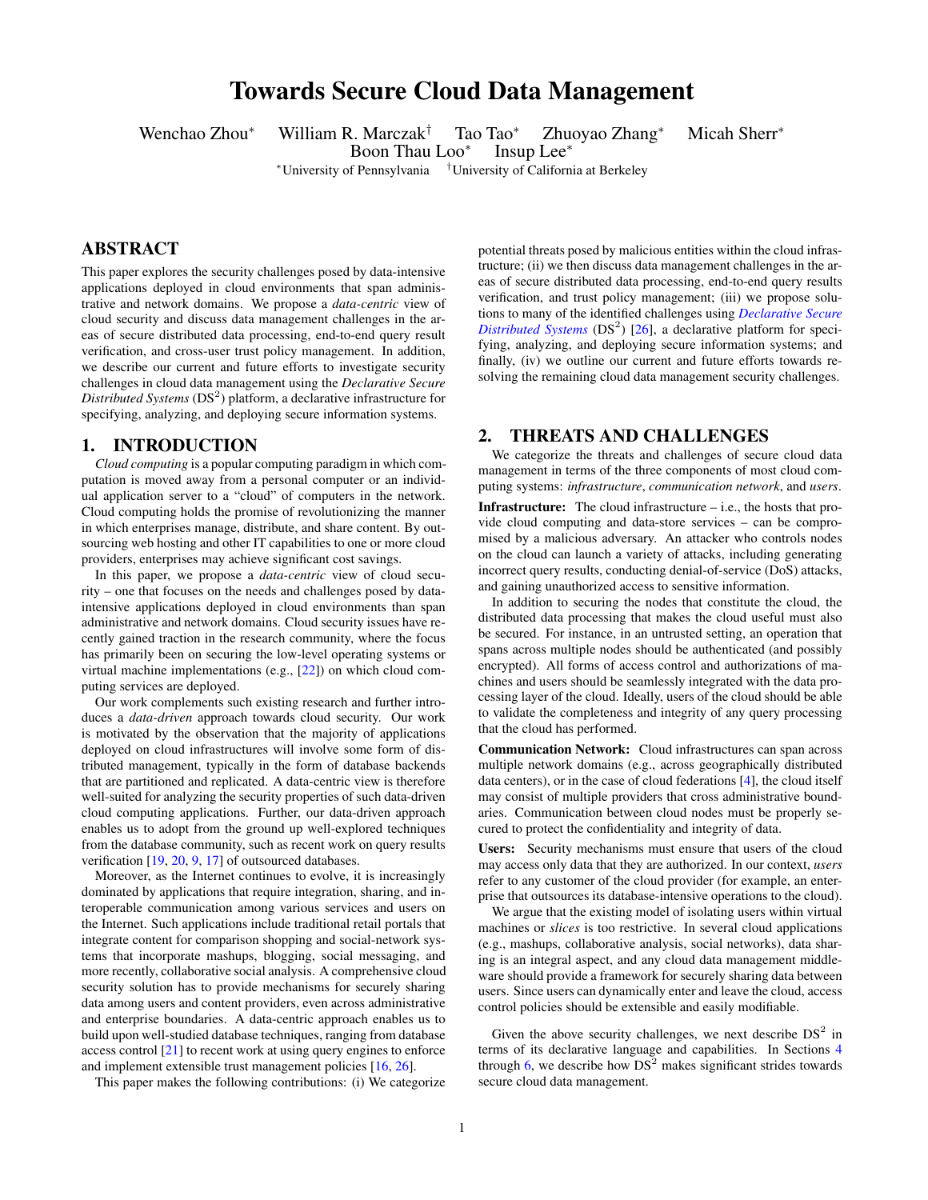# Towards Secure Cloud Data Management

Wenchao Zhou[*] William R. Marczak[†] Tao Tao[*] Zhuoyao Zhang[*] Micah Sherr[*] Boon Thau Loo[*] Insup Lee[*]

[*]University of Pennsylvania [†]University of California at Berkeley

## ABSTRACT

This paper explores the security challenges posed by data-intensive applications deployed in cloud environments that span administrative and network domains. We propose a *data-centric* view of cloud security and discuss data management challenges in the areas of secure distributed data processing, end-to-end query result verification, and cross-user trust policy management. In addition, we describe our current and future efforts to investigate security challenges in cloud data management using the *Declarative Secure Distributed Systems* (DS$^2$) platform, a declarative infrastructure for specifying, analyzing, and deploying secure information systems.

## 1. INTRODUCTION

*Cloud computing* is a popular computing paradigm in which computation is moved away from a personal computer or an individual application server to a "cloud" of computers in the network. Cloud computing holds the promise of revolutionizing the manner in which enterprises manage, distribute, and share content. By outsourcing web hosting and other IT capabilities to one or more cloud providers, enterprises may achieve significant cost savings.

In this paper, we propose a *data-centric* view of cloud security – one that focuses on the needs and challenges posed by data-intensive applications deployed in cloud environments than span administrative and network domains. Cloud security issues have recently gained traction in the research community, where the focus has primarily been on securing the low-level operating systems or virtual machine implementations (e.g., [22]) on which cloud computing services are deployed.

Our work complements such existing research and further introduces a *data-driven* approach towards cloud security. Our work is motivated by the observation that the majority of applications deployed on cloud infrastructures will involve some form of distributed management, typically in the form of database backends that are partitioned and replicated. A data-centric view is therefore well-suited for analyzing the security properties of such data-driven cloud computing applications. Further, our data-driven approach enables us to adopt from the ground up well-explored techniques from the database community, such as recent work on query results verification [19, 20, 9, 17] of outsourced databases.

Moreover, as the Internet continues to evolve, it is increasingly dominated by applications that require integration, sharing, and interoperable communication among various services and users on the Internet. Such applications include traditional retail portals that integrate content for comparison shopping and social-network systems that incorporate mashups, blogging, social messaging, and more recently, collaborative social analysis. A comprehensive cloud security solution has to provide mechanisms for securely sharing data among users and content providers, even across administrative and enterprise boundaries. A data-centric approach enables us to build upon well-studied database techniques, ranging from database access control [21] to recent work at using query engines to enforce and implement extensible trust management policies [16, 26].

This paper makes the following contributions: (i) We categorize potential threats posed by malicious entities within the cloud infrastructure; (ii) we then discuss data management challenges in the areas of secure distributed data processing, end-to-end query results verification, and trust policy management; (iii) we propose solutions to many of the identified challenges using *Declarative Secure Distributed Systems* (DS$^2$) [26], a declarative platform for specifying, analyzing, and deploying secure information systems; and finally, (iv) we outline our current and future efforts towards resolving the remaining cloud data management security challenges.

## 2. THREATS AND CHALLENGES

We categorize the threats and challenges of secure cloud data management in terms of the three components of most cloud computing systems: *infrastructure*, *communication network*, and *users*.

**Infrastructure:** The cloud infrastructure – i.e., the hosts that provide cloud computing and data-store services – can be compromised by a malicious adversary. An attacker who controls nodes on the cloud can launch a variety of attacks, including generating incorrect query results, conducting denial-of-service (DoS) attacks, and gaining unauthorized access to sensitive information.

In addition to securing the nodes that constitute the cloud, the distributed data processing that makes the cloud useful must also be secured. For instance, in an untrusted setting, an operation that spans across multiple nodes should be authenticated (and possibly encrypted). All forms of access control and authorizations of machines and users should be seamlessly integrated with the data processing layer of the cloud. Ideally, users of the cloud should be able to validate the completeness and integrity of any query processing that the cloud has performed.

**Communication Network:** Cloud infrastructures can span across multiple network domains (e.g., across geographically distributed data centers), or in the case of cloud federations [4], the cloud itself may consist of multiple providers that cross administrative boundaries. Communication between cloud nodes must be properly secured to protect the confidentiality and integrity of data.

**Users:** Security mechanisms must ensure that users of the cloud may access only data that they are authorized. In our context, *users* refer to any customer of the cloud provider (for example, an enterprise that outsources its database-intensive operations to the cloud).

We argue that the existing model of isolating users within virtual machines or *slices* is too restrictive. In several cloud applications (e.g., mashups, collaborative analysis, social networks), data sharing is an integral aspect, and any cloud data management middleware should provide a framework for securely sharing data between users. Since users can dynamically enter and leave the cloud, access control policies should be extensible and easily modifiable.

Given the above security challenges, we next describe DS$^2$ in terms of its declarative language and capabilities. In Sections 4 through 6, we describe how DS$^2$ makes significant strides towards secure cloud data management.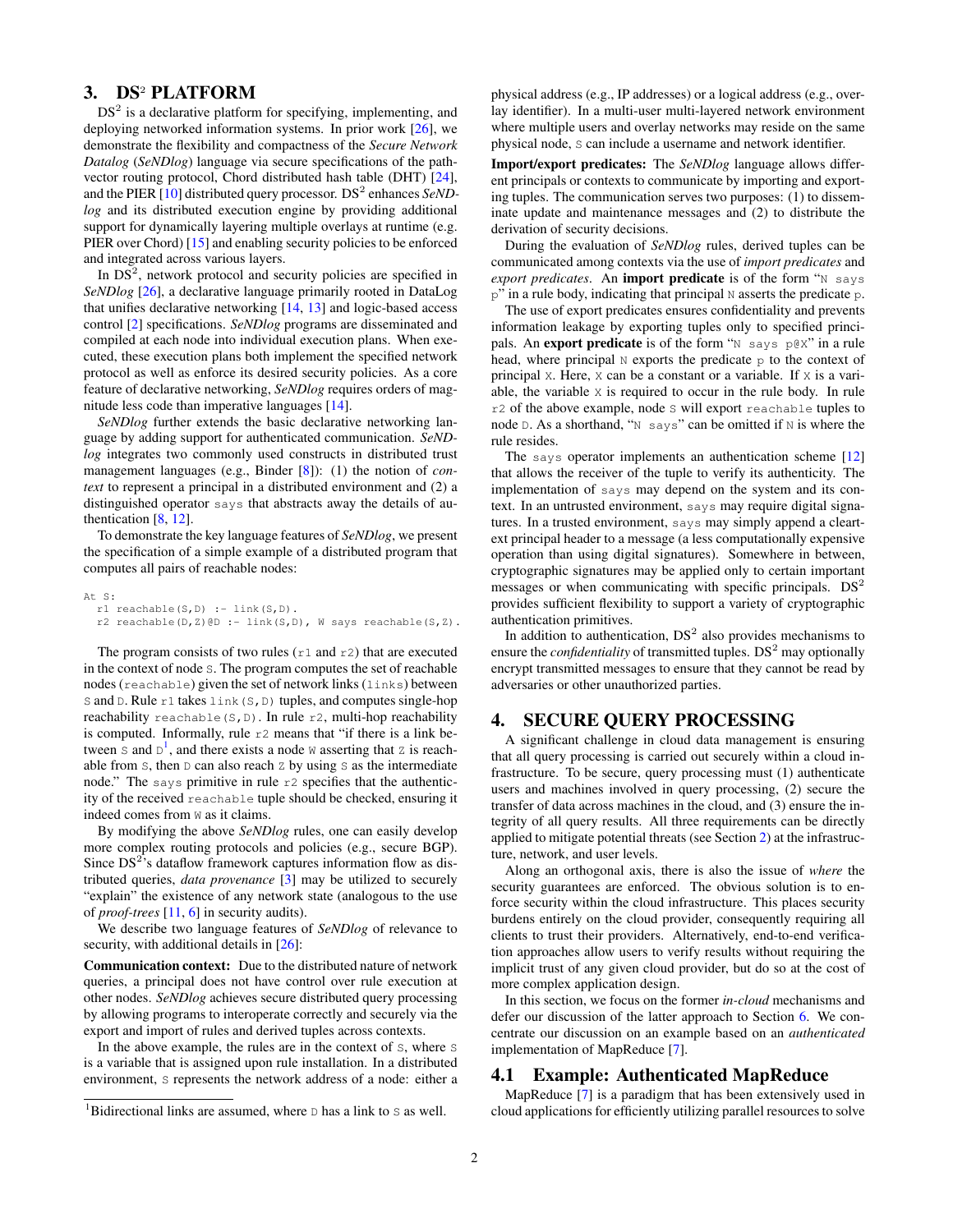## 3. DS² PLATFORM

DS² is a declarative platform for specifying, implementing, and deploying networked information systems. In prior work [26], we demonstrate the flexibility and compactness of the *Secure Network Datalog* (*SeNDlog*) language via secure specifications of the path-vector routing protocol, Chord distributed hash table (DHT) [24], and the PIER [10] distributed query processor. DS² enhances *SeNDlog* and its distributed execution engine by providing additional support for dynamically layering multiple overlays at runtime (e.g. PIER over Chord) [15] and enabling security policies to be enforced and integrated across various layers.

In DS², network protocol and security policies are specified in *SeNDlog* [26], a declarative language primarily rooted in DataLog that unifies declarative networking [14, 13] and logic-based access control [2] specifications. *SeNDlog* programs are disseminated and compiled at each node into individual execution plans. When executed, these execution plans both implement the specified network protocol as well as enforce its desired security policies. As a core feature of declarative networking, *SeNDlog* requires orders of magnitude less code than imperative languages [14].

*SeNDlog* further extends the basic declarative networking language by adding support for authenticated communication. *SeNDlog* integrates two commonly used constructs in distributed trust management languages (e.g., Binder [8]): (1) the notion of *context* to represent a principal in a distributed environment and (2) a distinguished operator `says` that abstracts away the details of authentication [8, 12].

To demonstrate the key language features of *SeNDlog*, we present the specification of a simple example of a distributed program that computes all pairs of reachable nodes:

```
At S:
  r1 reachable(S,D) :- link(S,D).
  r2 reachable(D,Z)@D :- link(S,D), W says reachable(S,Z).
```

The program consists of two rules (`r1` and `r2`) that are executed in the context of node `S`. The program computes the set of reachable nodes (`reachable`) given the set of network links (`links`) between `S` and `D`. Rule `r1` takes `link(S,D)` tuples, and computes single-hop reachability `reachable(S,D)`. In rule `r2`, multi-hop reachability is computed. Informally, rule `r2` means that "if there is a link between `S` and `D`[1], and there exists a node `W` asserting that `Z` is reachable from `S`, then `D` can also reach `Z` by using `S` as the intermediate node." The `says` primitive in rule `r2` specifies that the authenticity of the received `reachable` tuple should be checked, ensuring it indeed comes from `W` as it claims.

By modifying the above *SeNDlog* rules, one can easily develop more complex routing protocols and policies (e.g., secure BGP). Since DS²'s dataflow framework captures information flow as distributed queries, *data provenance* [3] may be utilized to securely "explain" the existence of any network state (analogous to the use of *proof-trees* [11, 6] in security audits).

We describe two language features of *SeNDlog* of relevance to security, with additional details in [26]:

**Communication context:** Due to the distributed nature of network queries, a principal does not have control over rule execution at other nodes. *SeNDlog* achieves secure distributed query processing by allowing programs to interoperate correctly and securely via the export and import of rules and derived tuples across contexts.

In the above example, the rules are in the context of `S`, where `S` is a variable that is assigned upon rule installation. In a distributed environment, `S` represents the network address of a node: either a physical address (e.g., IP addresses) or a logical address (e.g., overlay identifier). In a multi-user multi-layered network environment where multiple users and overlay networks may reside on the same physical node, `S` can include a username and network identifier.

**Import/export predicates:** The *SeNDlog* language allows different principals or contexts to communicate by importing and exporting tuples. The communication serves two purposes: (1) to disseminate update and maintenance messages and (2) to distribute the derivation of security decisions.

During the evaluation of *SeNDlog* rules, derived tuples can be communicated among contexts via the use of *import predicates* and *export predicates*. An **import predicate** is of the form "`N says p`" in a rule body, indicating that principal `N` asserts the predicate `p`.

The use of export predicates ensures confidentiality and prevents information leakage by exporting tuples only to specified principals. An **export predicate** is of the form "`N says p@X`" in a rule head, where principal `N` exports the predicate `p` to the context of principal `X`. Here, `X` can be a constant or a variable. If `X` is a variable, the variable `X` is required to occur in the rule body. In rule `r2` of the above example, node `S` will export `reachable` tuples to node `D`. As a shorthand, "`N says`" can be omitted if `N` is where the rule resides.

The `says` operator implements an authentication scheme [12] that allows the receiver of the tuple to verify its authenticity. The implementation of `says` may depend on the system and its context. In an untrusted environment, `says` may require digital signatures. In a trusted environment, `says` may simply append a cleartext principal header to a message (a less computationally expensive operation than using digital signatures). Somewhere in between, cryptographic signatures may be applied only to certain important messages or when communicating with specific principals. DS² provides sufficient flexibility to support a variety of cryptographic authentication primitives.

In addition to authentication, DS² also provides mechanisms to ensure the *confidentiality* of transmitted tuples. DS² may optionally encrypt transmitted messages to ensure that they cannot be read by adversaries or other unauthorized parties.

## 4. SECURE QUERY PROCESSING

A significant challenge in cloud data management is ensuring that all query processing is carried out securely within a cloud infrastructure. To be secure, query processing must (1) authenticate users and machines involved in query processing, (2) secure the transfer of data across machines in the cloud, and (3) ensure the integrity of all query results. All three requirements can be directly applied to mitigate potential threats (see Section 2) at the infrastructure, network, and user levels.

Along an orthogonal axis, there is also the issue of *where* the security guarantees are enforced. The obvious solution is to enforce security within the cloud infrastructure. This places security burdens entirely on the cloud provider, consequently requiring all clients to trust their providers. Alternatively, end-to-end verification approaches allow users to verify results without requiring the implicit trust of any given cloud provider, but do so at the cost of more complex application design.

In this section, we focus on the former *in-cloud* mechanisms and defer our discussion of the latter approach to Section 6. We concentrate our discussion on an example based on an *authenticated* implementation of MapReduce [7].

### 4.1 Example: Authenticated MapReduce

MapReduce [7] is a paradigm that has been extensively used in cloud applications for efficiently utilizing parallel resources to solve

[1] Bidirectional links are assumed, where `D` has a link to `S` as well.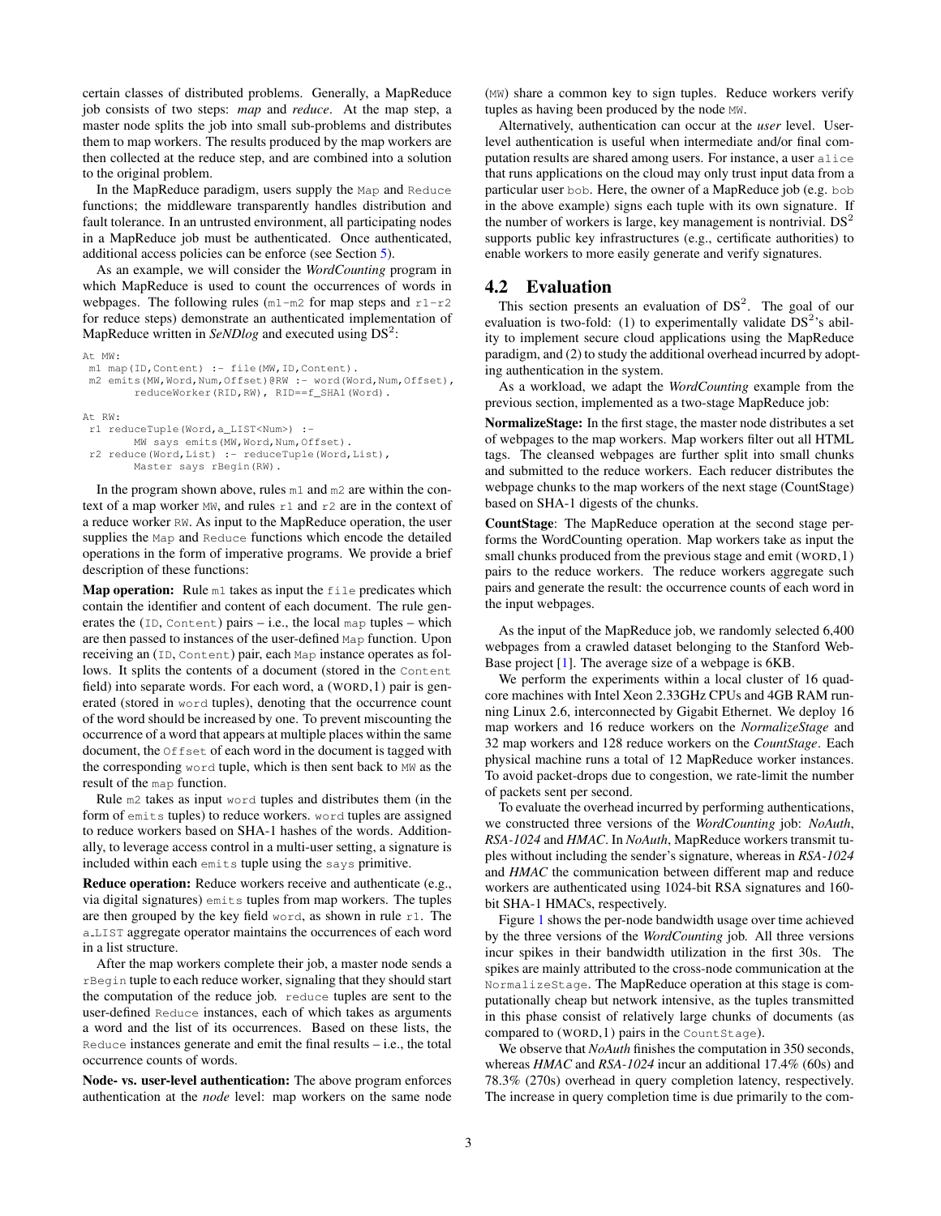certain classes of distributed problems. Generally, a MapReduce job consists of two steps: *map* and *reduce*. At the map step, a master node splits the job into small sub-problems and distributes them to map workers. The results produced by the map workers are then collected at the reduce step, and are combined into a solution to the original problem.

In the MapReduce paradigm, users supply the `Map` and `Reduce` functions; the middleware transparently handles distribution and fault tolerance. In an untrusted environment, all participating nodes in a MapReduce job must be authenticated. Once authenticated, additional access policies can be enforce (see Section 5).

As an example, we will consider the *WordCounting* program in which MapReduce is used to count the occurrences of words in webpages. The following rules (`m1`-`m2` for map steps and `r1`-`r2` for reduce steps) demonstrate an authenticated implementation of MapReduce written in *SeNDlog* and executed using DS$^2$:

```
At MW:
 m1 map(ID,Content) :- file(MW,ID,Content).
 m2 emits(MW,Word,Num,Offset)@RW :- word(Word,Num,Offset),
        reduceWorker(RID,RW), RID==f_SHA1(Word).

At RW:
 r1 reduceTuple(Word,a_LIST<Num>) :-
        MW says emits(MW,Word,Num,Offset).
 r2 reduce(Word,List) :- reduceTuple(Word,List),
        Master says rBegin(RW).
```

In the program shown above, rules `m1` and `m2` are within the context of a map worker `MW`, and rules `r1` and `r2` are in the context of a reduce worker `RW`. As input to the MapReduce operation, the user supplies the `Map` and `Reduce` functions which encode the detailed operations in the form of imperative programs. We provide a brief description of these functions:

**Map operation:** Rule `m1` takes as input the `file` predicates which contain the identifier and content of each document. The rule generates the (`ID`, `Content`) pairs – i.e., the local `map` tuples – which are then passed to instances of the user-defined `Map` function. Upon receiving an (`ID`, `Content`) pair, each `Map` instance operates as follows. It splits the contents of a document (stored in the `Content` field) into separate words. For each word, a (WORD,1) pair is generated (stored in `word` tuples), denoting that the occurrence count of the word should be increased by one. To prevent miscounting the occurrence of a word that appears at multiple places within the same document, the `Offset` of each word in the document is tagged with the corresponding `word` tuple, which is then sent back to `MW` as the result of the `map` function.

Rule `m2` takes as input `word` tuples and distributes them (in the form of `emits` tuples) to reduce workers. `word` tuples are assigned to reduce workers based on SHA-1 hashes of the words. Additionally, to leverage access control in a multi-user setting, a signature is included within each `emits` tuple using the `says` primitive.

**Reduce operation:** Reduce workers receive and authenticate (e.g., via digital signatures) `emits` tuples from map workers. The tuples are then grouped by the key field `word`, as shown in rule `r1`. The `a_LIST` aggregate operator maintains the occurrences of each word in a list structure.

After the map workers complete their job, a master node sends a `rBegin` tuple to each reduce worker, signaling that they should start the computation of the reduce job. `reduce` tuples are sent to the user-defined `Reduce` instances, each of which takes as arguments a word and the list of its occurrences. Based on these lists, the `Reduce` instances generate and emit the final results – i.e., the total occurrence counts of words.

**Node- vs. user-level authentication:** The above program enforces authentication at the *node* level: map workers on the same node (`MW`) share a common key to sign tuples. Reduce workers verify tuples as having been produced by the node `MW`.

Alternatively, authentication can occur at the *user* level. User-level authentication is useful when intermediate and/or final computation results are shared among users. For instance, a user `alice` that runs applications on the cloud may only trust input data from a particular user `bob`. Here, the owner of a MapReduce job (e.g. `bob` in the above example) signs each tuple with its own signature. If the number of workers is large, key management is nontrivial. DS$^2$ supports public key infrastructures (e.g., certificate authorities) to enable workers to more easily generate and verify signatures.

## 4.2 Evaluation

This section presents an evaluation of DS$^2$. The goal of our evaluation is two-fold: (1) to experimentally validate DS$^2$'s ability to implement secure cloud applications using the MapReduce paradigm, and (2) to study the additional overhead incurred by adopting authentication in the system.

As a workload, we adapt the *WordCounting* example from the previous section, implemented as a two-stage MapReduce job:

**NormalizeStage:** In the first stage, the master node distributes a set of webpages to the map workers. Map workers filter out all HTML tags. The cleansed webpages are further split into small chunks and submitted to the reduce workers. Each reducer distributes the webpage chunks to the map workers of the next stage (CountStage) based on SHA-1 digests of the chunks.

**CountStage**: The MapReduce operation at the second stage performs the WordCounting operation. Map workers take as input the small chunks produced from the previous stage and emit (WORD,1) pairs to the reduce workers. The reduce workers aggregate such pairs and generate the result: the occurrence counts of each word in the input webpages.

As the input of the MapReduce job, we randomly selected 6,400 webpages from a crawled dataset belonging to the Stanford WebBase project [1]. The average size of a webpage is 6KB.

We perform the experiments within a local cluster of 16 quad-core machines with Intel Xeon 2.33GHz CPUs and 4GB RAM running Linux 2.6, interconnected by Gigabit Ethernet. We deploy 16 map workers and 16 reduce workers on the *NormalizeStage* and 32 map workers and 128 reduce workers on the *CountStage*. Each physical machine runs a total of 12 MapReduce worker instances. To avoid packet-drops due to congestion, we rate-limit the number of packets sent per second.

To evaluate the overhead incurred by performing authentications, we constructed three versions of the *WordCounting* job: *NoAuth*, *RSA-1024* and *HMAC*. In *NoAuth*, MapReduce workers transmit tuples without including the sender's signature, whereas in *RSA-1024* and *HMAC* the communication between different map and reduce workers are authenticated using 1024-bit RSA signatures and 160-bit SHA-1 HMACs, respectively.

Figure 1 shows the per-node bandwidth usage over time achieved by the three versions of the *WordCounting* job. All three versions incur spikes in their bandwidth utilization in the first 30s. The spikes are mainly attributed to the cross-node communication at the `NormalizeStage`. The MapReduce operation at this stage is computationally cheap but network intensive, as the tuples transmitted in this phase consist of relatively large chunks of documents (as compared to (WORD,1) pairs in the `CountStage`).

We observe that *NoAuth* finishes the computation in 350 seconds, whereas *HMAC* and *RSA-1024* incur an additional 17.4% (60s) and 78.3% (270s) overhead in query completion latency, respectively. The increase in query completion time is due primarily to the com-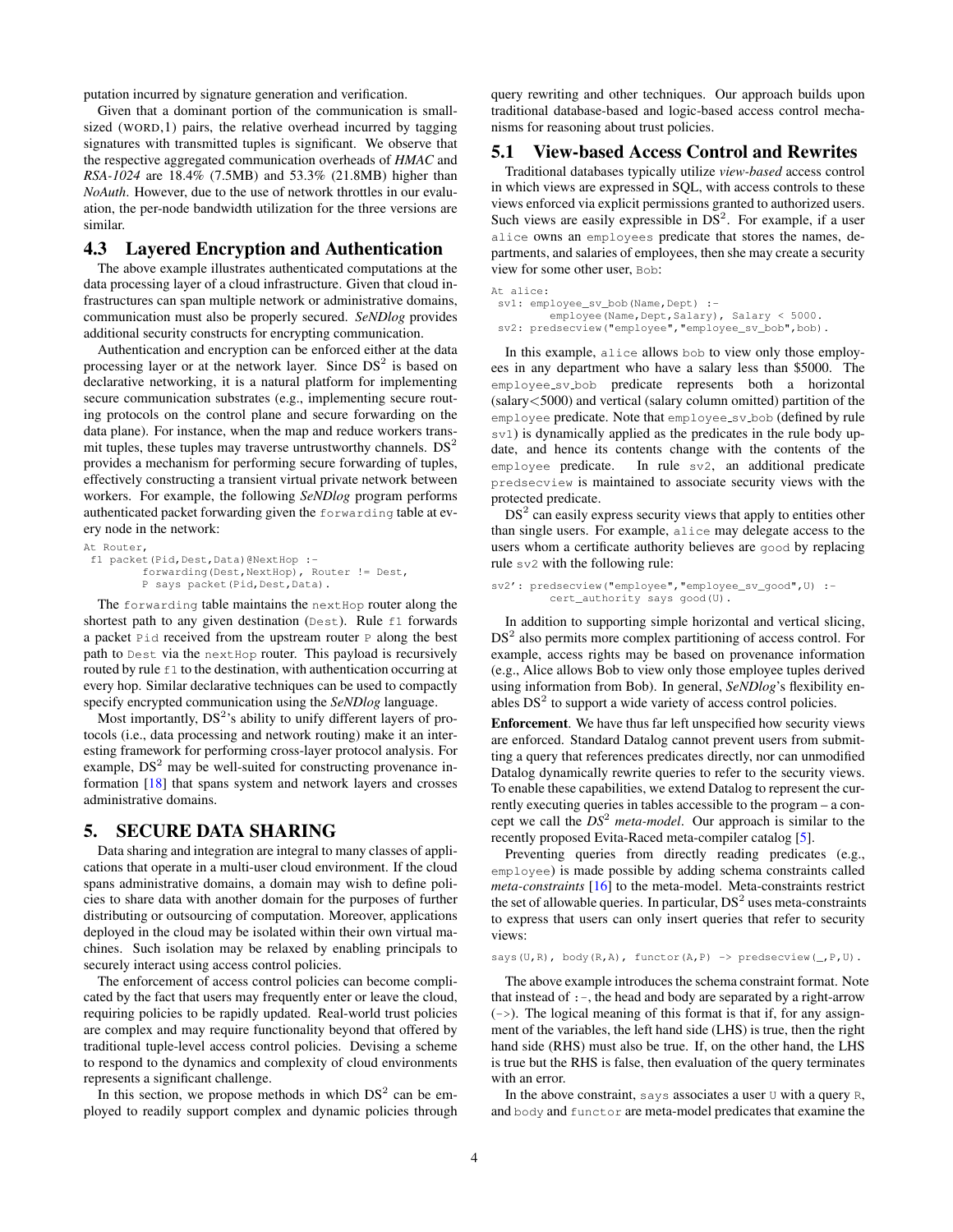putation incurred by signature generation and verification.

Given that a dominant portion of the communication is small-sized (WORD,1) pairs, the relative overhead incurred by tagging signatures with transmitted tuples is significant. We observe that the respective aggregated communication overheads of *HMAC* and *RSA-1024* are 18.4% (7.5MB) and 53.3% (21.8MB) higher than *NoAuth*. However, due to the use of network throttles in our evaluation, the per-node bandwidth utilization for the three versions are similar.

## 4.3 Layered Encryption and Authentication

The above example illustrates authenticated computations at the data processing layer of a cloud infrastructure. Given that cloud infrastructures can span multiple network or administrative domains, communication must also be properly secured. *SeNDlog* provides additional security constructs for encrypting communication.

Authentication and encryption can be enforced either at the data processing layer or at the network layer. Since $DS^2$ is based on declarative networking, it is a natural platform for implementing secure communication substrates (e.g., implementing secure routing protocols on the control plane and secure forwarding on the data plane). For instance, when the map and reduce workers transmit tuples, these tuples may traverse untrustworthy channels. $DS^2$ provides a mechanism for performing secure forwarding of tuples, effectively constructing a transient virtual private network between workers. For example, the following *SeNDlog* program performs authenticated packet forwarding given the `forwarding` table at every node in the network:

```
At Router,
 f1 packet(Pid,Dest,Data)@NextHop :-
        forwarding(Dest,NextHop), Router != Dest,
        P says packet(Pid,Dest,Data).
```

The `forwarding` table maintains the `nextHop` router along the shortest path to any given destination (`Dest`). Rule `f1` forwards a packet `Pid` received from the upstream router `P` along the best path to `Dest` via the `nextHop` router. This payload is recursively routed by rule `f1` to the destination, with authentication occurring at every hop. Similar declarative techniques can be used to compactly specify encrypted communication using the *SeNDlog* language.

Most importantly, $DS^2$'s ability to unify different layers of protocols (i.e., data processing and network routing) make it an interesting framework for performing cross-layer protocol analysis. For example, $DS^2$ may be well-suited for constructing provenance information [18] that spans system and network layers and crosses administrative domains.

# 5. SECURE DATA SHARING

Data sharing and integration are integral to many classes of applications that operate in a multi-user cloud environment. If the cloud spans administrative domains, a domain may wish to define policies to share data with another domain for the purposes of further distributing or outsourcing of computation. Moreover, applications deployed in the cloud may be isolated within their own virtual machines. Such isolation may be relaxed by enabling principals to securely interact using access control policies.

The enforcement of access control policies can become complicated by the fact that users may frequently enter or leave the cloud, requiring policies to be rapidly updated. Real-world trust policies are complex and may require functionality beyond that offered by traditional tuple-level access control policies. Devising a scheme to respond to the dynamics and complexity of cloud environments represents a significant challenge.

In this section, we propose methods in which $DS^2$ can be employed to readily support complex and dynamic policies through query rewriting and other techniques. Our approach builds upon traditional database-based and logic-based access control mechanisms for reasoning about trust policies.

## 5.1 View-based Access Control and Rewrites

Traditional databases typically utilize *view-based* access control in which views are expressed in SQL, with access controls to these views enforced via explicit permissions granted to authorized users. Such views are easily expressible in $DS^2$. For example, if a user `alice` owns an `employees` predicate that stores the names, departments, and salaries of employees, then she may create a security view for some other user, `Bob`:

```
At alice:
 sv1: employee_sv_bob(Name,Dept) :-
        employee(Name,Dept,Salary), Salary < 5000.
 sv2: predsecview("employee","employee_sv_bob",bob).
```

In this example, `alice` allows `bob` to view only those employees in any department who have a salary less than $5000. The `employee_sv_bob` predicate represents both a horizontal (salary<5000) and vertical (salary column omitted) partition of the `employee` predicate. Note that `employee_sv_bob` (defined by rule `sv1`) is dynamically applied as the predicates in the rule body update, and hence its contents change with the contents of the `employee` predicate. In rule `sv2`, an additional predicate `predsecview` is maintained to associate security views with the protected predicate.

$DS^2$ can easily express security views that apply to entities other than single users. For example, `alice` may delegate access to the users whom a certificate authority believes are `good` by replacing rule `sv2` with the following rule:

```
sv2': predsecview("employee","employee_sv_good",U) :-
        cert_authority says good(U).
```

In addition to supporting simple horizontal and vertical slicing, $DS^2$ also permits more complex partitioning of access control. For example, access rights may be based on provenance information (e.g., Alice allows Bob to view only those employee tuples derived using information from Bob). In general, *SeNDlog*'s flexibility enables $DS^2$ to support a wide variety of access control policies.

**Enforcement**. We have thus far left unspecified how security views are enforced. Standard Datalog cannot prevent users from submitting a query that references predicates directly, nor can unmodified Datalog dynamically rewrite queries to refer to the security views. To enable these capabilities, we extend Datalog to represent the currently executing queries in tables accessible to the program – a concept we call the *$DS^2$ meta-model*. Our approach is similar to the recently proposed Evita-Raced meta-compiler catalog [5].

Preventing queries from directly reading predicates (e.g., `employee`) is made possible by adding schema constraints called *meta-constraints* [16] to the meta-model. Meta-constraints restrict the set of allowable queries. In particular, $DS^2$ uses meta-constraints to express that users can only insert queries that refer to security views:

```
says(U,R), body(R,A), functor(A,P) -> predsecview(_,P,U).
```

The above example introduces the schema constraint format. Note that instead of `:-`, the head and body are separated by a right-arrow (`->`). The logical meaning of this format is that if, for any assignment of the variables, the left hand side (LHS) is true, then the right hand side (RHS) must also be true. If, on the other hand, the LHS is true but the RHS is false, then evaluation of the query terminates with an error.

In the above constraint, `says` associates a user `U` with a query `R`, and `body` and `functor` are meta-model predicates that examine the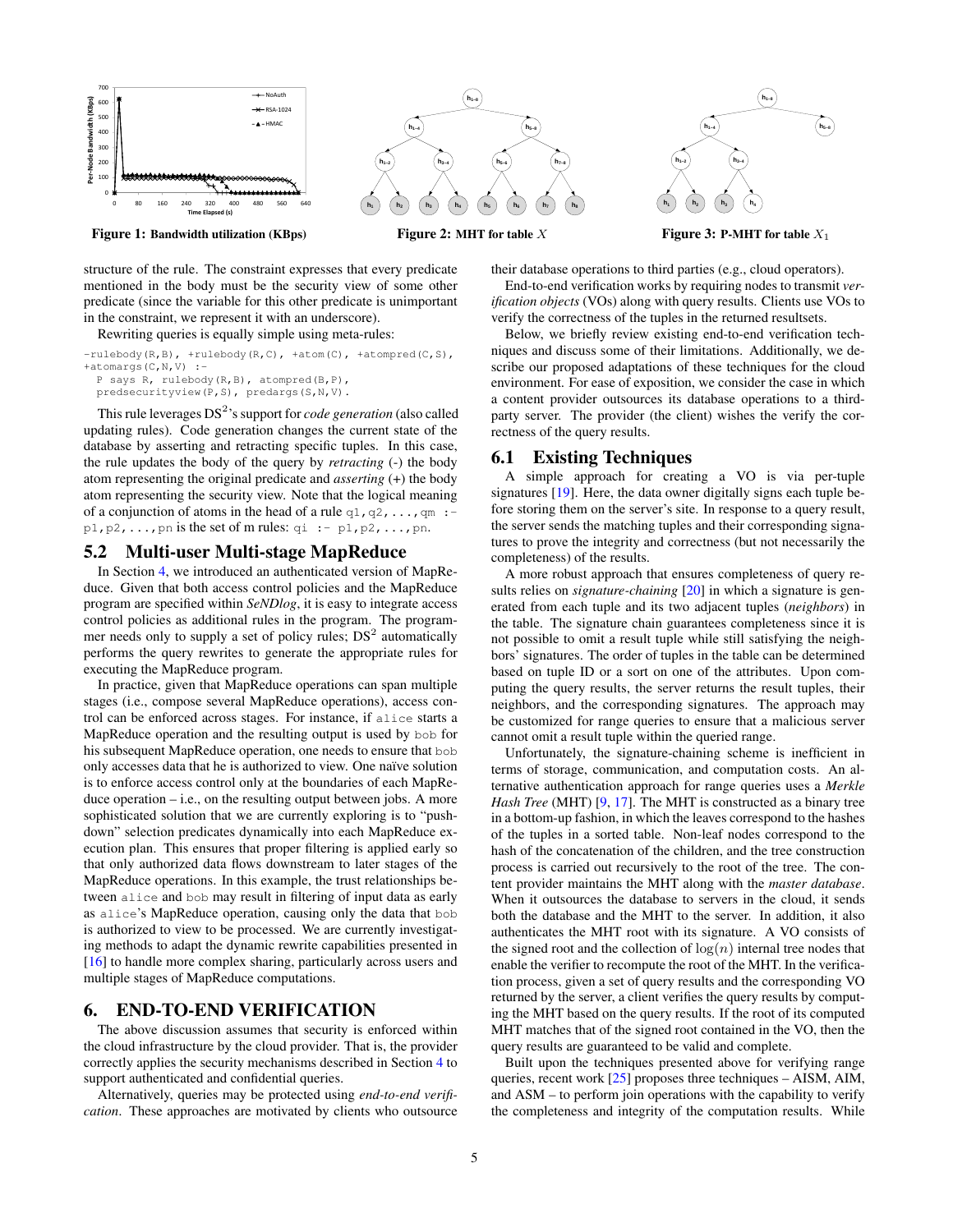Figure 1: **Bandwidth utilization (KBps)**

Figure 2: **MHT for table** $X$

Figure 3: **P-MHT for table** $X_1$

structure of the rule. The constraint expresses that every predicate mentioned in the body must be the security view of some other predicate (since the variable for this other predicate is unimportant in the constraint, we represent it with an underscore).

Rewriting queries is equally simple using meta-rules:

```
-rulebody(R,B), +rulebody(R,C), +atom(C), +atompred(C,S),
+atomargs(C,N,V) :-
  P says R, rulebody(R,B), atompred(B,P),
  predsecurityview(P,S), predargs(S,N,V).
```

This rule leverages DS[2]'s support for *code generation* (also called updating rules). Code generation changes the current state of the database by asserting and retracting specific tuples. In this case, the rule updates the body of the query by *retracting* (-) the body atom representing the original predicate and *asserting* (+) the body atom representing the security view. Note that the logical meaning of a conjunction of atoms in the head of a rule `q1,q2,...,qm :- p1,p2,...,pn` is the set of m rules: `qi :- p1,p2,...,pn`.

## 5.2 Multi-user Multi-stage MapReduce

In Section 4, we introduced an authenticated version of MapReduce. Given that both access control policies and the MapReduce program are specified within *SeNDlog*, it is easy to integrate access control policies as additional rules in the program. The programmer needs only to supply a set of policy rules; DS[2] automatically performs the query rewrites to generate the appropriate rules for executing the MapReduce program.

In practice, given that MapReduce operations can span multiple stages (i.e., compose several MapReduce operations), access control can be enforced across stages. For instance, if `alice` starts a MapReduce operation and the resulting output is used by `bob` for his subsequent MapReduce operation, one needs to ensure that `bob` only accesses data that he is authorized to view. One naïve solution is to enforce access control only at the boundaries of each MapReduce operation – i.e., on the resulting output between jobs. A more sophisticated solution that we are currently exploring is to "push-down" selection predicates dynamically into each MapReduce execution plan. This ensures that proper filtering is applied early so that only authorized data flows downstream to later stages of the MapReduce operations. In this example, the trust relationships between `alice` and `bob` may result in filtering of input data as early as `alice`'s MapReduce operation, causing only the data that `bob` is authorized to view to be processed. We are currently investigating methods to adapt the dynamic rewrite capabilities presented in [16] to handle more complex sharing, particularly across users and multiple stages of MapReduce computations.

# 6. END-TO-END VERIFICATION

The above discussion assumes that security is enforced within the cloud infrastructure by the cloud provider. That is, the provider correctly applies the security mechanisms described in Section 4 to support authenticated and confidential queries.

Alternatively, queries may be protected using *end-to-end verification*. These approaches are motivated by clients who outsource their database operations to third parties (e.g., cloud operators).

End-to-end verification works by requiring nodes to transmit *verification objects* (VOs) along with query results. Clients use VOs to verify the correctness of the tuples in the returned resultsets.

Below, we briefly review existing end-to-end verification techniques and discuss some of their limitations. Additionally, we describe our proposed adaptations of these techniques for the cloud environment. For ease of exposition, we consider the case in which a content provider outsources its database operations to a third-party server. The provider (the client) wishes the verify the correctness of the query results.

## 6.1 Existing Techniques

A simple approach for creating a VO is via per-tuple signatures [19]. Here, the data owner digitally signs each tuple before storing them on the server's site. In response to a query result, the server sends the matching tuples and their corresponding signatures to prove the integrity and correctness (but not necessarily the completeness) of the results.

A more robust approach that ensures completeness of query results relies on *signature-chaining* [20] in which a signature is generated from each tuple and its two adjacent tuples (*neighbors*) in the table. The signature chain guarantees completeness since it is not possible to omit a result tuple while still satisfying the neighbors' signatures. The order of tuples in the table can be determined based on tuple ID or a sort on one of the attributes. Upon computing the query results, the server returns the result tuples, their neighbors, and the corresponding signatures. The approach may be customized for range queries to ensure that a malicious server cannot omit a result tuple within the queried range.

Unfortunately, the signature-chaining scheme is inefficient in terms of storage, communication, and computation costs. An alternative authentication approach for range queries uses a *Merkle Hash Tree* (MHT) [9, 17]. The MHT is constructed as a binary tree in a bottom-up fashion, in which the leaves correspond to the hashes of the tuples in a sorted table. Non-leaf nodes correspond to the hash of the concatenation of the children, and the tree construction process is carried out recursively to the root of the tree. The content provider maintains the MHT along with the *master database*. When it outsources the database to servers in the cloud, it sends both the database and the MHT to the server. In addition, it also authenticates the MHT root with its signature. A VO consists of the signed root and the collection of $\log(n)$ internal tree nodes that enable the verifier to recompute the root of the MHT. In the verification process, given a set of query results and the corresponding VO returned by the server, a client verifies the query results by computing the MHT based on the query results. If the root of its computed MHT matches that of the signed root contained in the VO, then the query results are guaranteed to be valid and complete.

Built upon the techniques presented above for verifying range queries, recent work [25] proposes three techniques – AISM, AIM, and ASM – to perform join operations with the capability to verify the completeness and integrity of the computation results. While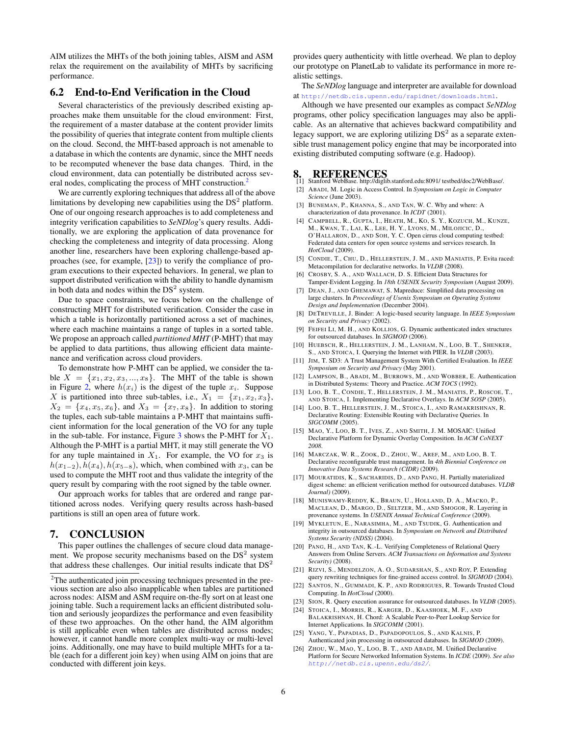AIM utilizes the MHTs of the both joining tables, AISM and ASM relax the requirement on the availability of MHTs by sacrificing performance.

## 6.2 End-to-End Verification in the Cloud

Several characteristics of the previously described existing approaches make them unsuitable for the cloud environment: First, the requirement of a master database at the content provider limits the possibility of queries that integrate content from multiple clients on the cloud. Second, the MHT-based approach is not amenable to a database in which the contents are dynamic, since the MHT needs to be recomputed whenever the base data changes. Third, in the cloud environment, data can potentially be distributed across several nodes, complicating the process of MHT construction.[2]

We are currently exploring techniques that address all of the above limitations by developing new capabilities using the $DS^2$ platform. One of our ongoing research approaches is to add completeness and integrity verification capabilities to *SeNDlog*'s query results. Additionally, we are exploring the application of data provenance for checking the completeness and integrity of data processing. Along another line, researchers have been exploring challenge-based approaches (see, for example, [23]) to verify the compliance of program executions to their expected behaviors. In general, we plan to support distributed verification with the ability to handle dynamism in both data and nodes within the $DS^2$ system.

Due to space constraints, we focus below on the challenge of constructing MHT for distributed verification. Consider the case in which a table is horizontally partitioned across a set of machines, where each machine maintains a range of tuples in a sorted table. We propose an approach called *partitioned MHT* (P-MHT) that may be applied to data partitions, thus allowing efficient data maintenance and verification across cloud providers.

To demonstrate how P-MHT can be applied, we consider the table $X = \{x_1, x_2, x_3, ..., x_8\}$. The MHT of the table is shown in Figure 2, where $h(x_i)$ is the digest of the tuple $x_i$. Suppose $X$ is partitioned into three sub-tables, i.e., $X_1 = \{x_1, x_2, x_3\}$, $X_2 = \{x_4, x_5, x_6\}$, and $X_3 = \{x_7, x_8\}$. In addition to storing the tuples, each sub-table maintains a P-MHT that maintains sufficient information for the local generation of the VO for any tuple in the sub-table. For instance, Figure 3 shows the P-MHT for $X_1$. Although the P-MHT is a partial MHT, it may still generate the VO for any tuple maintained in $X_1$. For example, the VO for $x_3$ is $h(x_{1-2}), h(x_4), h(x_{5-8})$, which, when combined with $x_3$, can be used to compute the MHT root and thus validate the integrity of the query result by comparing with the root signed by the table owner.

Our approach works for tables that are ordered and range partitioned across nodes. Verifying query results across hash-based partitions is still an open area of future work.

# 7. CONCLUSION

This paper outlines the challenges of secure cloud data management. We propose security mechanisms based on the $DS^2$ system that address these challenges. Our initial results indicate that $DS^2$ provides query authenticity with little overhead. We plan to deploy our prototype on PlanetLab to validate its performance in more realistic settings.

The *SeNDlog* language and interpreter are available for download at http://netdb.cis.upenn.edu/rapidnet/downloads.html.

Although we have presented our examples as compact *SeNDlog* programs, other policy specification languages may also be applicable. As an alternative that achieves backward compatibility and legacy support, we are exploring utilizing $DS^2$ as a separate extensible trust management policy engine that may be incorporated into existing distributed computing software (e.g. Hadoop).

[2]The authenticated join processing techniques presented in the previous section are also also inapplicable when tables are partitioned across nodes: AISM and ASM require on-the-fly sort on at least one joining table. Such a requirement lacks an efficient distributed solution and seriously jeopardizes the performance and even feasibility of these two approaches. On the other hand, the AIM algorithm is still applicable even when tables are distributed across nodes; however, it cannot handle more complex multi-way or multi-level joins. Additionally, one may have to build multiple MHTs for a table (each for a different join key) when using AIM on joins that are conducted with different join keys.

# 8. REFERENCES

[1] Stanford WebBase. http://diglib.stanford.edu:8091/ testbed/doc2/WebBase/.

[2] ABADI, M. Logic in Access Control. In *Symposium on Logic in Computer Science* (June 2003).

[3] BUNEMAN, P., KHANNA, S., AND TAN, W. C. Why and where: A characterization of data provenance. In *ICDT* (2001).

[4] CAMPBELL, R., GUPTA, I., HEATH, M., KO, S. Y., KOZUCH, M., KUNZE, M., KWAN, T., LAI, K., LEE, H. Y., LYONS, M., MILOJICIC, D., O'HALLARON, D., AND SOH, Y. C. Open cirrus cloud computing testbed: Federated data centers for open source systems and services research. In *HotCloud* (2009).

[5] CONDIE, T., CHU, D., HELLERSTEIN, J. M., AND MANIATIS, P. Evita raced: Metacompilation for declarative networks. In *VLDB* (2008).

[6] CROSBY, S. A., AND WALLACH, D. S. Efficient Data Structures for Tamper-Evident Logging. In *18th USENIX Security Symposium* (August 2009).

[7] DEAN, J., AND GHEMAWAT, S. Mapreduce: Simplified data processing on large clusters. In *Proceedings of Usenix Symposium on Operating Systems Design and Implementation* (December 2004).

[8] DETREVILLE, J. Binder: A logic-based security language. In *IEEE Symposium on Security and Privacy* (2002).

[9] FEIFEI LI, M. H., AND KOLLIOS, G. Dynamic authenticated index structures for outsourced databases. In *SIGMOD* (2006).

[10] HUEBSCH, R., HELLERSTEIN, J. M., LANHAM, N., LOO, B. T., SHENKER, S., AND STOICA, I. Querying the Internet with PIER. In *VLDB* (2003).

[11] JIM, T. SD3: A Trust Management System With Certified Evaluation. In *IEEE Symposium on Security and Privacy* (May 2001).

[12] LAMPSON, B., ABADI, M., BURROWS, M., AND WOBBER, E. Authentication in Distributed Systems: Theory and Practice. *ACM TOCS* (1992).

[13] LOO, B. T., CONDIE, T., HELLERSTEIN, J. M., MANIATIS, P., ROSCOE, T., AND STOICA, I. Implementing Declarative Overlays. In *ACM SOSP* (2005).

[14] LOO, B. T., HELLERSTEIN, J. M., STOICA, I., AND RAMAKRISHNAN, R. Declarative Routing: Extensible Routing with Declarative Queries. In *SIGCOMM* (2005).

[15] MAO, Y., LOO, B. T., IVES, Z., AND SMITH, J. M. MOSAIC: Unified Declarative Platform for Dynamic Overlay Composition. In *ACM CoNEXT 2008.*

[16] MARCZAK, W. R., ZOOK, D., ZHOU, W., AREF, M., AND LOO, B. T. Declarative reconfigurable trust management. In *4th Biennial Conference on Innovative Data Systems Research (CIDR)* (2009).

[17] MOURATIDIS, K., SACHARIDIS, D., AND PANG, H. Partially materialized digest scheme: an efficient verification method for outsourced databases. *VLDB Journal)* (2009).

[18] MUNISWAMY-REDDY, K., BRAUN, U., HOLLAND, D. A., MACKO, P., MACLEAN, D., MARGO, D., SELTZER, M., AND SMOGOR, R. Layering in provenance systems. In *USENIX Annual Technical Conference* (2009).

[19] MYKLETUN, E., NARASIMHA, M., AND TSUDIK, G. Authentication and integrity in outsourced databases. In *Symposium on Network and Distributed Systems Security (NDSS)* (2004).

[20] PANG, H., AND TAN, K.-L. Verifying Completeness of Relational Query Answers from Online Servers. *ACM Transactions on Information and Systems Security)* (2008).

[21] RIZVI, S., MENDELZON, A. O., SUDARSHAN, S., AND ROY, P. Extending query rewriting techniques for fine-grained access control. In *SIGMOD* (2004).

[22] SANTOS, N., GUMMADI, K. P., AND RODRIGUES, R. Towards Trusted Cloud Computing. In *HotCloud* (2000).

[23] SION, R. Query execution assurance for outsourced databases. In *VLDB* (2005).

[24] STOICA, I., MORRIS, R., KARGER, D., KAASHOEK, M. F., AND BALAKRISHNAN, H. Chord: A Scalable Peer-to-Peer Lookup Service for Internet Applications. In *SIGCOMM* (2001).

[25] YANG, Y., PAPADIAS, D., PAPADOPOULOS, S., AND KALNIS, P. Authenticated join processing in outsourced databases. In *SIGMOD* (2009).

[26] ZHOU, W., MAO, Y., LOO, B. T., AND ABADI, M. Unified Declarative Platform for Secure Networked Information Systems. In *ICDE* (2009). *See also http://netdb.cis.upenn.edu/ds2/.*